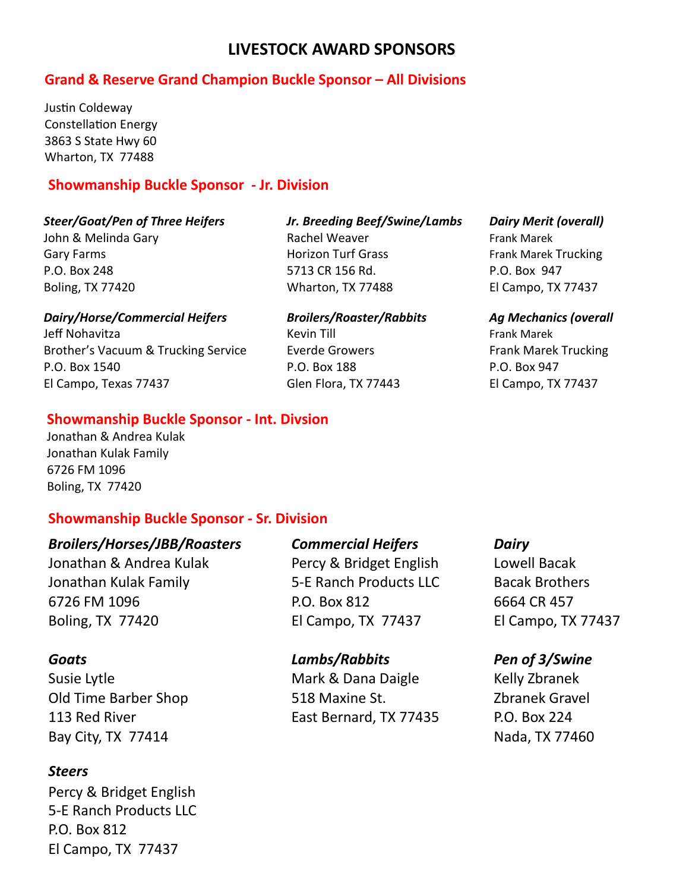# LIVESTOCK AWARD SPONSORS

## Grand & Reserve Grand Champion Buckle Sponsor – All Divisions

Justin Coldeway
Constellation Energy
3863 S State Hwy 60
Wharton, TX 77488

## Showmanship Buckle Sponsor - Jr. Division

***Steer/Goat/Pen of Three Heifers***
John & Melinda Gary
Gary Farms
P.O. Box 248
Boling, TX 77420

***Dairy/Horse/Commercial Heifers***
Jeff Nohavitza
Brother's Vacuum & Trucking Service
P.O. Box 1540
El Campo, Texas 77437

***Jr. Breeding Beef/Swine/Lambs***
Rachel Weaver
Horizon Turf Grass
5713 CR 156 Rd.
Wharton, TX 77488

***Broilers/Roaster/Rabbits***
Kevin Till
Everde Growers
P.O. Box 188
Glen Flora, TX 77443

***Dairy Merit (overall)***
Frank Marek
Frank Marek Trucking
P.O. Box 947
El Campo, TX 77437

***Ag Mechanics (overall***
Frank Marek
Frank Marek Trucking
P.O. Box 947
El Campo, TX 77437

## Showmanship Buckle Sponsor - Int. Divsion

Jonathan & Andrea Kulak
Jonathan Kulak Family
6726 FM 1096
Boling, TX 77420

## Showmanship Buckle Sponsor - Sr. Division

***Broilers/Horses/JBB/Roasters***
Jonathan & Andrea Kulak
Jonathan Kulak Family
6726 FM 1096
Boling, TX 77420

***Goats***
Susie Lytle
Old Time Barber Shop
113 Red River
Bay City, TX 77414

***Steers***
Percy & Bridget English
5-E Ranch Products LLC
P.O. Box 812
El Campo, TX 77437

***Commercial Heifers***
Percy & Bridget English
5-E Ranch Products LLC
P.O. Box 812
El Campo, TX 77437

***Lambs/Rabbits***
Mark & Dana Daigle
518 Maxine St.
East Bernard, TX 77435

***Dairy***
Lowell Bacak
Bacak Brothers
6664 CR 457
El Campo, TX 77437

***Pen of 3/Swine***
Kelly Zbranek
Zbranek Gravel
P.O. Box 224
Nada, TX 77460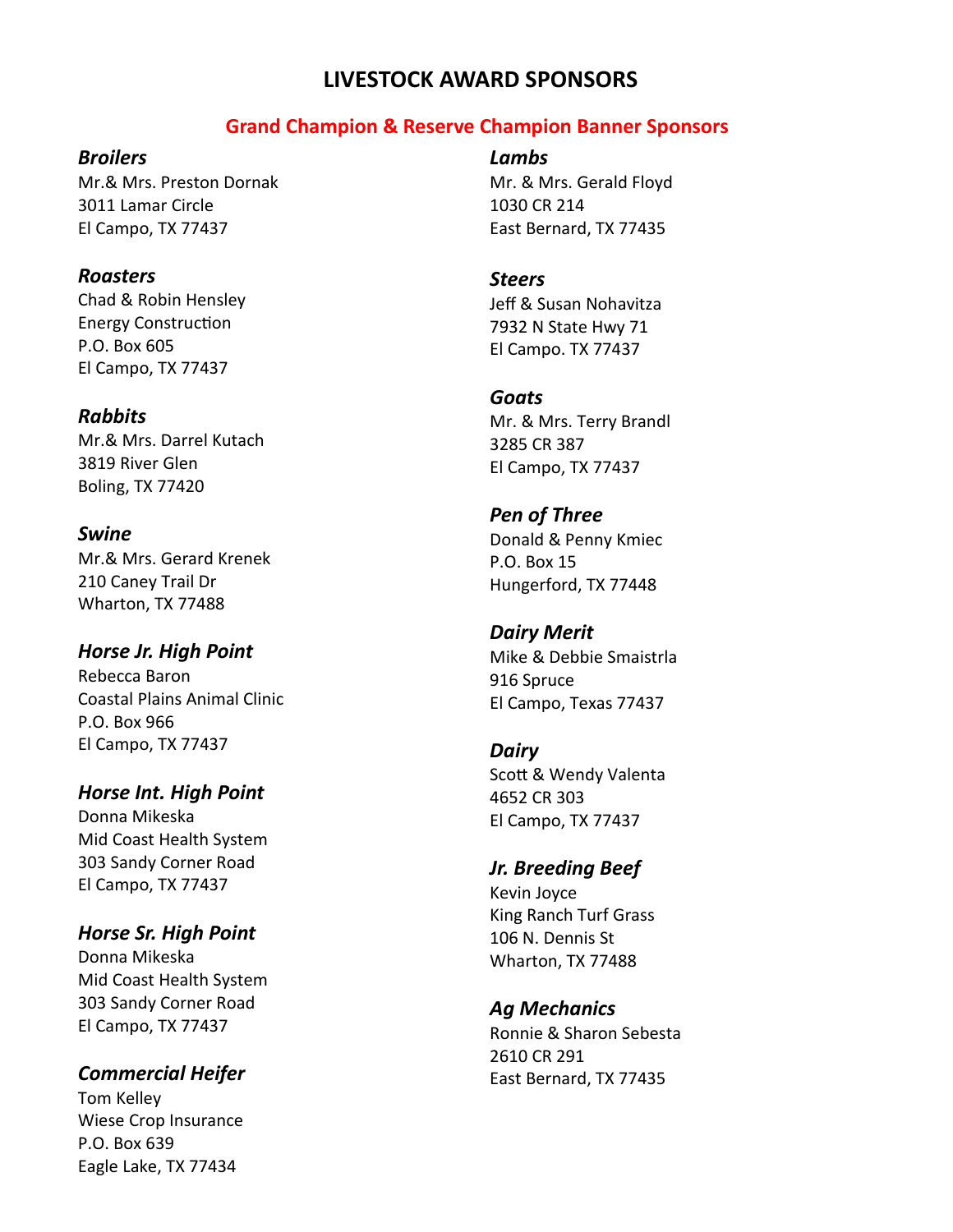# LIVESTOCK AWARD SPONSORS

## Grand Champion & Reserve Champion Banner Sponsors

***Broilers***
Mr.& Mrs. Preston Dornak
3011 Lamar Circle
El Campo, TX 77437

***Roasters***
Chad & Robin Hensley
Energy Construction
P.O. Box 605
El Campo, TX 77437

***Rabbits***
Mr.& Mrs. Darrel Kutach
3819 River Glen
Boling, TX 77420

***Swine***
Mr.& Mrs. Gerard Krenek
210 Caney Trail Dr
Wharton, TX 77488

***Horse Jr. High Point***
Rebecca Baron
Coastal Plains Animal Clinic
P.O. Box 966
El Campo, TX 77437

***Horse Int. High Point***
Donna Mikeska
Mid Coast Health System
303 Sandy Corner Road
El Campo, TX 77437

***Horse Sr. High Point***
Donna Mikeska
Mid Coast Health System
303 Sandy Corner Road
El Campo, TX 77437

***Commercial Heifer***
Tom Kelley
Wiese Crop Insurance
P.O. Box 639
Eagle Lake, TX 77434

***Lambs***
Mr. & Mrs. Gerald Floyd
1030 CR 214
East Bernard, TX 77435

***Steers***
Jeff & Susan Nohavitza
7932 N State Hwy 71
El Campo. TX 77437

***Goats***
Mr. & Mrs. Terry Brandl
3285 CR 387
El Campo, TX 77437

***Pen of Three***
Donald & Penny Kmiec
P.O. Box 15
Hungerford, TX 77448

***Dairy Merit***
Mike & Debbie Smaistrla
916 Spruce
El Campo, Texas 77437

***Dairy***
Scott & Wendy Valenta
4652 CR 303
El Campo, TX 77437

***Jr. Breeding Beef***
Kevin Joyce
King Ranch Turf Grass
106 N. Dennis St
Wharton, TX 77488

***Ag Mechanics***
Ronnie & Sharon Sebesta
2610 CR 291
East Bernard, TX 77435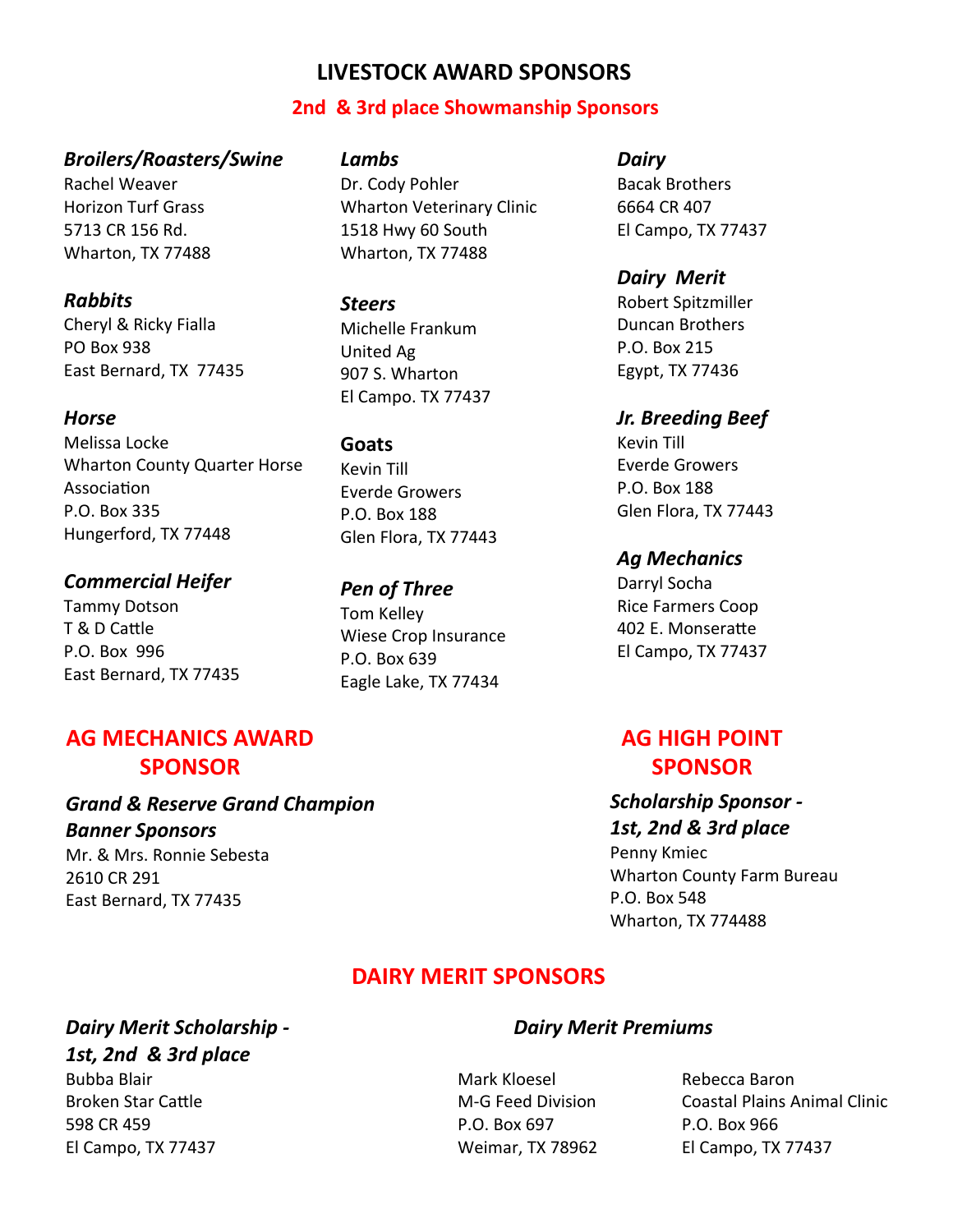# LIVESTOCK AWARD SPONSORS

## 2nd & 3rd place Showmanship Sponsors

***Broilers/Roasters/Swine***
Rachel Weaver
Horizon Turf Grass
5713 CR 156 Rd.
Wharton, TX 77488

***Rabbits***
Cheryl & Ricky Fialla
PO Box 938
East Bernard, TX 77435

***Horse***
Melissa Locke
Wharton County Quarter Horse Association
P.O. Box 335
Hungerford, TX 77448

***Commercial Heifer***
Tammy Dotson
T & D Cattle
P.O. Box 996
East Bernard, TX 77435

***Lambs***
Dr. Cody Pohler
Wharton Veterinary Clinic
1518 Hwy 60 South
Wharton, TX 77488

***Steers***
Michelle Frankum
United Ag
907 S. Wharton
El Campo. TX 77437

**Goats**
Kevin Till
Everde Growers
P.O. Box 188
Glen Flora, TX 77443

***Pen of Three***
Tom Kelley
Wiese Crop Insurance
P.O. Box 639
Eagle Lake, TX 77434

***Dairy***
Bacak Brothers
6664 CR 407
El Campo, TX 77437

***Dairy Merit***
Robert Spitzmiller
Duncan Brothers
P.O. Box 215
Egypt, TX 77436

***Jr. Breeding Beef***
Kevin Till
Everde Growers
P.O. Box 188
Glen Flora, TX 77443

***Ag Mechanics***
Darryl Socha
Rice Farmers Coop
402 E. Monseratte
El Campo, TX 77437

## AG MECHANICS AWARD SPONSOR

***Grand & Reserve Grand Champion Banner Sponsors***
Mr. & Mrs. Ronnie Sebesta
2610 CR 291
East Bernard, TX 77435

## AG HIGH POINT SPONSOR

***Scholarship Sponsor - 1st, 2nd & 3rd place***
Penny Kmiec
Wharton County Farm Bureau
P.O. Box 548
Wharton, TX 774488

## DAIRY MERIT SPONSORS

***Dairy Merit Scholarship - 1st, 2nd & 3rd place***
Bubba Blair
Broken Star Cattle
598 CR 459
El Campo, TX 77437

***Dairy Merit Premiums***

Mark Kloesel
M-G Feed Division
P.O. Box 697
Weimar, TX 78962

Rebecca Baron
Coastal Plains Animal Clinic
P.O. Box 966
El Campo, TX 77437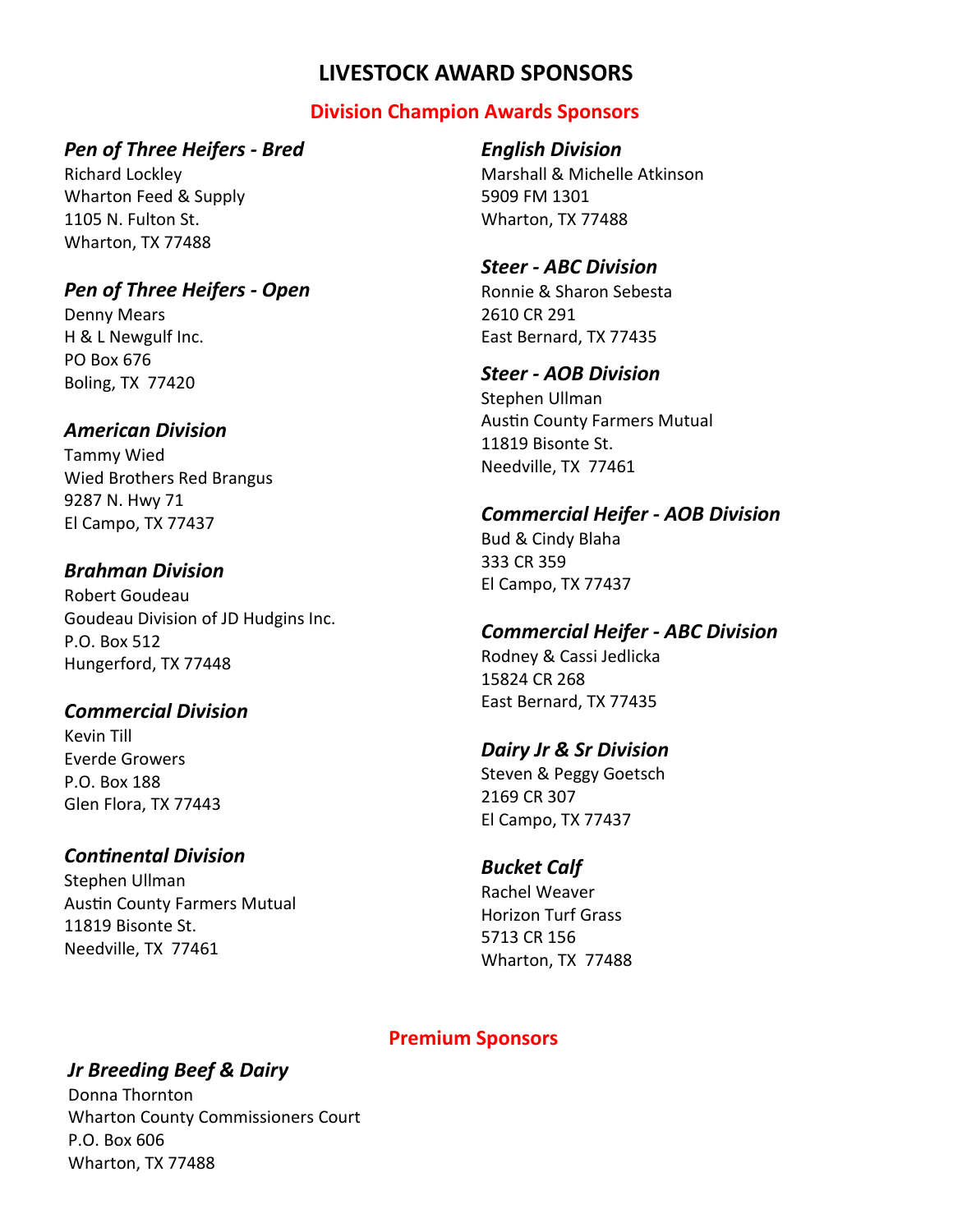# LIVESTOCK AWARD SPONSORS

## Division Champion Awards Sponsors

### *Pen of Three Heifers - Bred*

Richard Lockley
Wharton Feed & Supply
1105 N. Fulton St.
Wharton, TX 77488

### *Pen of Three Heifers - Open*

Denny Mears
H & L Newgulf Inc.
PO Box 676
Boling, TX 77420

### *American Division*

Tammy Wied
Wied Brothers Red Brangus
9287 N. Hwy 71
El Campo, TX 77437

### *Brahman Division*

Robert Goudeau
Goudeau Division of JD Hudgins Inc.
P.O. Box 512
Hungerford, TX 77448

### *Commercial Division*

Kevin Till
Everde Growers
P.O. Box 188
Glen Flora, TX 77443

### *Continental Division*

Stephen Ullman
Austin County Farmers Mutual
11819 Bisonte St.
Needville, TX 77461

### *English Division*

Marshall & Michelle Atkinson
5909 FM 1301
Wharton, TX 77488

### *Steer - ABC Division*

Ronnie & Sharon Sebesta
2610 CR 291
East Bernard, TX 77435

### *Steer - AOB Division*

Stephen Ullman
Austin County Farmers Mutual
11819 Bisonte St.
Needville, TX 77461

### *Commercial Heifer - AOB Division*

Bud & Cindy Blaha
333 CR 359
El Campo, TX 77437

### *Commercial Heifer - ABC Division*

Rodney & Cassi Jedlicka
15824 CR 268
East Bernard, TX 77435

### *Dairy Jr & Sr Division*

Steven & Peggy Goetsch
2169 CR 307
El Campo, TX 77437

### *Bucket Calf*

Rachel Weaver
Horizon Turf Grass
5713 CR 156
Wharton, TX 77488

## Premium Sponsors

### *Jr Breeding Beef & Dairy*

Donna Thornton
Wharton County Commissioners Court
P.O. Box 606
Wharton, TX 77488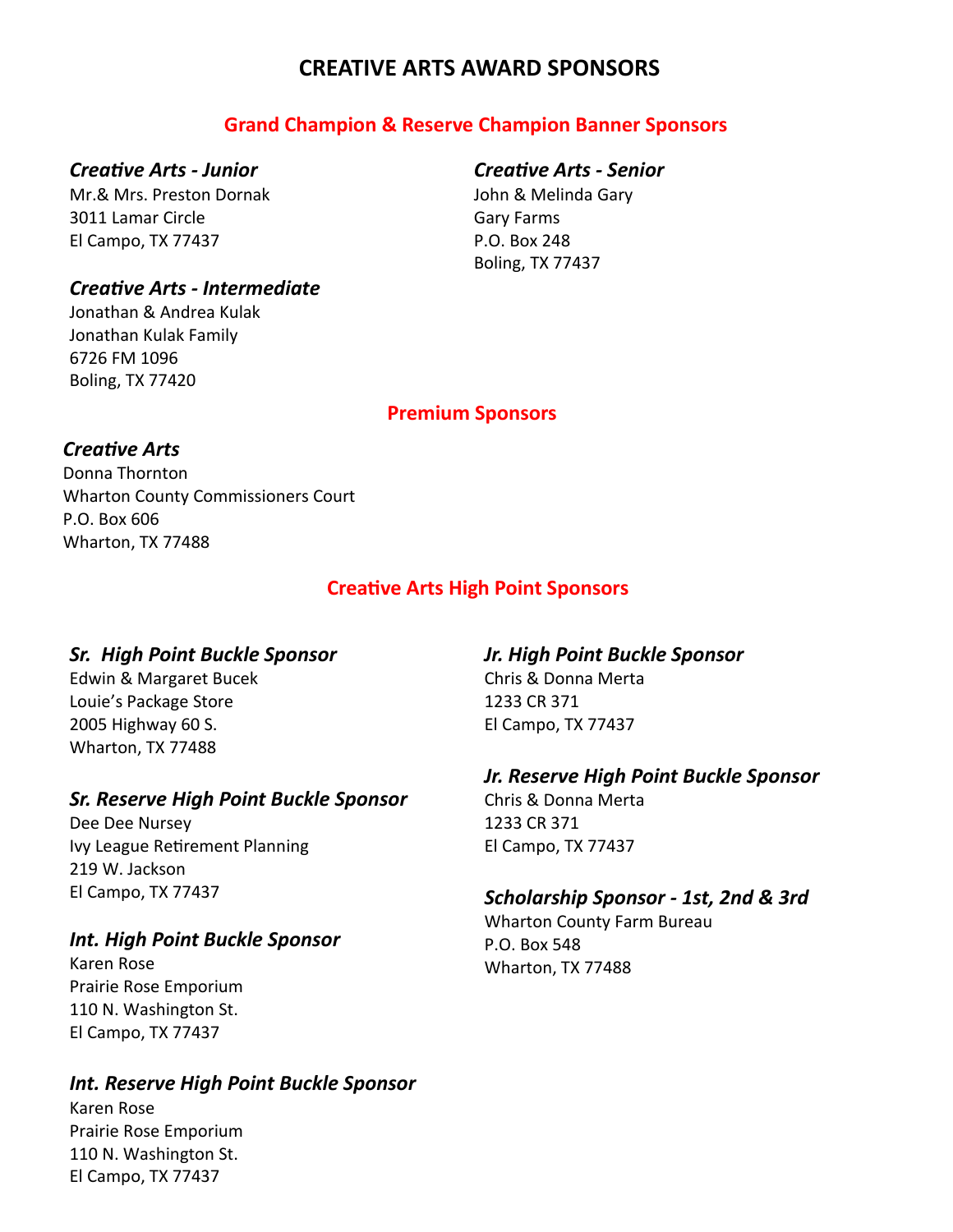# CREATIVE ARTS AWARD SPONSORS

## Grand Champion & Reserve Champion Banner Sponsors

### *Creative Arts - Junior*

Mr.& Mrs. Preston Dornak
3011 Lamar Circle
El Campo, TX 77437

### *Creative Arts - Intermediate*

Jonathan & Andrea Kulak
Jonathan Kulak Family
6726 FM 1096
Boling, TX 77420

### *Creative Arts - Senior*

John & Melinda Gary
Gary Farms
P.O. Box 248
Boling, TX 77437

## Premium Sponsors

### *Creative Arts*

Donna Thornton
Wharton County Commissioners Court
P.O. Box 606
Wharton, TX 77488

## Creative Arts High Point Sponsors

### *Sr. High Point Buckle Sponsor*

Edwin & Margaret Bucek
Louie's Package Store
2005 Highway 60 S.
Wharton, TX 77488

### *Sr. Reserve High Point Buckle Sponsor*

Dee Dee Nursey
Ivy League Retirement Planning
219 W. Jackson
El Campo, TX 77437

### *Int. High Point Buckle Sponsor*

Karen Rose
Prairie Rose Emporium
110 N. Washington St.
El Campo, TX 77437

### *Int. Reserve High Point Buckle Sponsor*

Karen Rose
Prairie Rose Emporium
110 N. Washington St.
El Campo, TX 77437

### *Jr. High Point Buckle Sponsor*

Chris & Donna Merta
1233 CR 371
El Campo, TX 77437

### *Jr. Reserve High Point Buckle Sponsor*

Chris & Donna Merta
1233 CR 371
El Campo, TX 77437

### *Scholarship Sponsor - 1st, 2nd & 3rd*

Wharton County Farm Bureau
P.O. Box 548
Wharton, TX 77488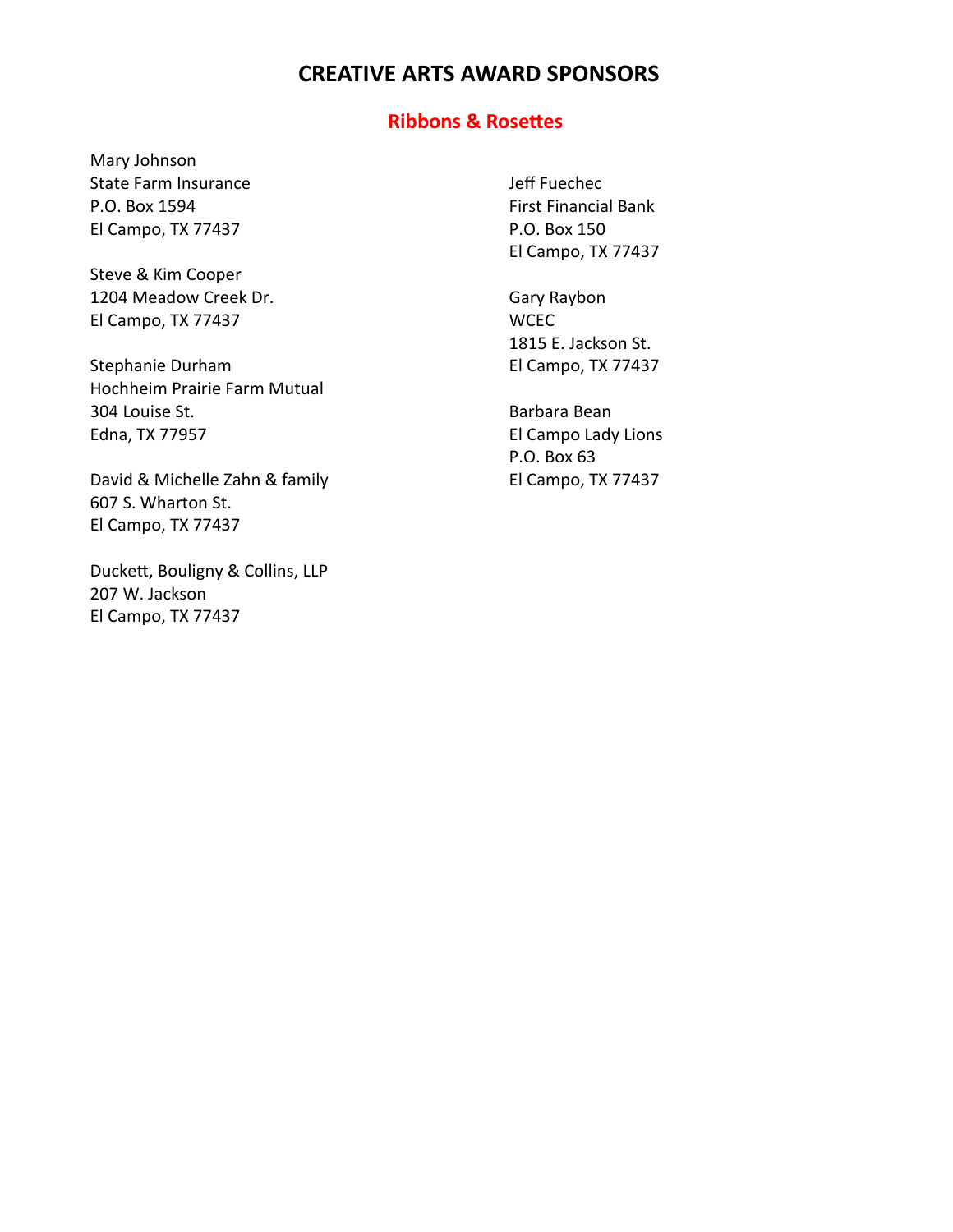# CREATIVE ARTS AWARD SPONSORS

## Ribbons & Rosettes

Mary Johnson
State Farm Insurance
P.O. Box 1594
El Campo, TX 77437

Steve & Kim Cooper
1204 Meadow Creek Dr.
El Campo, TX 77437

Stephanie Durham
Hochheim Prairie Farm Mutual
304 Louise St.
Edna, TX 77957

David & Michelle Zahn & family
607 S. Wharton St.
El Campo, TX 77437

Duckett, Bouligny & Collins, LLP
207 W. Jackson
El Campo, TX 77437

Jeff Fuechec
First Financial Bank
P.O. Box 150
El Campo, TX 77437

Gary Raybon
WCEC
1815 E. Jackson St.
El Campo, TX 77437

Barbara Bean
El Campo Lady Lions
P.O. Box 63
El Campo, TX 77437